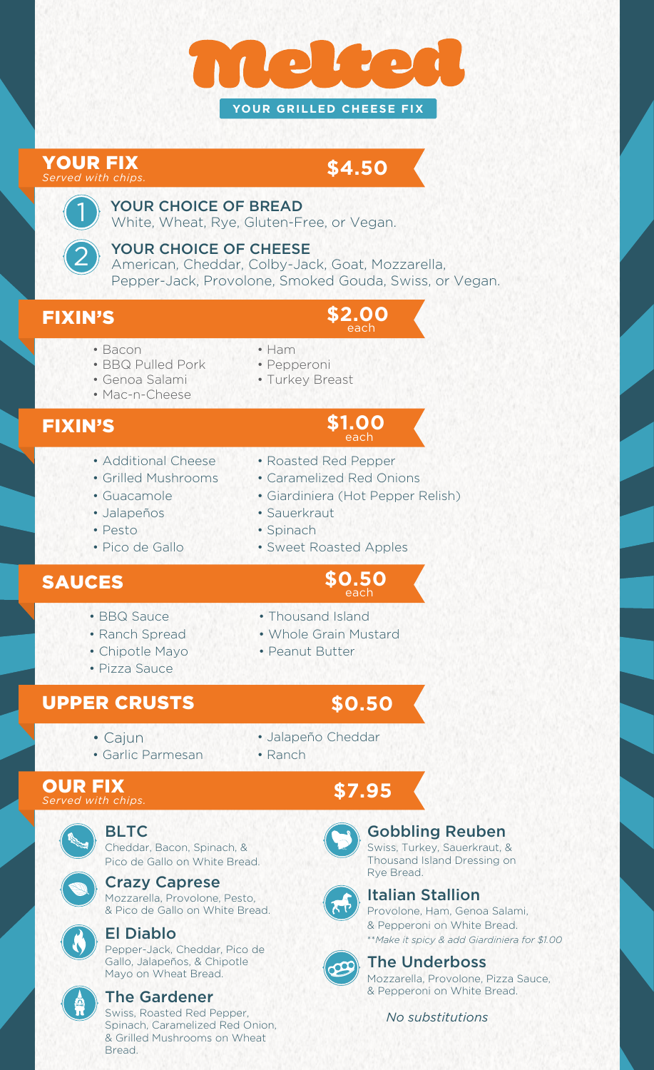# Melted

**YOUR GRILLED CHEESE FIX**

## YOUR FIX — $4.50

*Served with chips.*

1. **YOUR CHOICE OF BREAD**
   White, Wheat, Rye, Gluten-Free, or Vegan.
2. **YOUR CHOICE OF CHEESE**
   American, Cheddar, Colby-Jack, Goat, Mozzarella, Pepper-Jack, Provolone, Smoked Gouda, Swiss, or Vegan.

## FIXIN'S — $2.00 each

- Bacon
- BBQ Pulled Pork
- Genoa Salami
- Mac-n-Cheese
- Ham
- Pepperoni
- Turkey Breast

## FIXIN'S — $1.00 each

- Additional Cheese
- Grilled Mushrooms
- Guacamole
- Jalapeños
- Pesto
- Pico de Gallo
- Roasted Red Pepper
- Caramelized Red Onions
- Giardiniera (Hot Pepper Relish)
- Sauerkraut
- Spinach
- Sweet Roasted Apples

## SAUCES — $0.50 each

- BBQ Sauce
- Ranch Spread
- Chipotle Mayo
- Pizza Sauce
- Thousand Island
- Whole Grain Mustard
- Peanut Butter

## UPPER CRUSTS — $0.50

- Cajun
- Garlic Parmesan
- Jalapeño Cheddar
- Ranch

## OUR FIX — $7.95

*Served with chips.*

### BLTC
Cheddar, Bacon, Spinach, & Pico de Gallo on White Bread.

### Crazy Caprese
Mozzarella, Provolone, Pesto, & Pico de Gallo on White Bread.

### El Diablo
Pepper-Jack, Cheddar, Pico de Gallo, Jalapeños, & Chipotle Mayo on Wheat Bread.

### The Gardener
Swiss, Roasted Red Pepper, Spinach, Caramelized Red Onion, & Grilled Mushrooms on Wheat Bread.

### Gobbling Reuben
Swiss, Turkey, Sauerkraut, & Thousand Island Dressing on Rye Bread.

### Italian Stallion
Provolone, Ham, Genoa Salami, & Pepperoni on White Bread.
*\*\*Make it spicy & add Giardiniera for $1.00*

### The Underboss
Mozzarella, Provolone, Pizza Sauce, & Pepperoni on White Bread.

*No substitutions*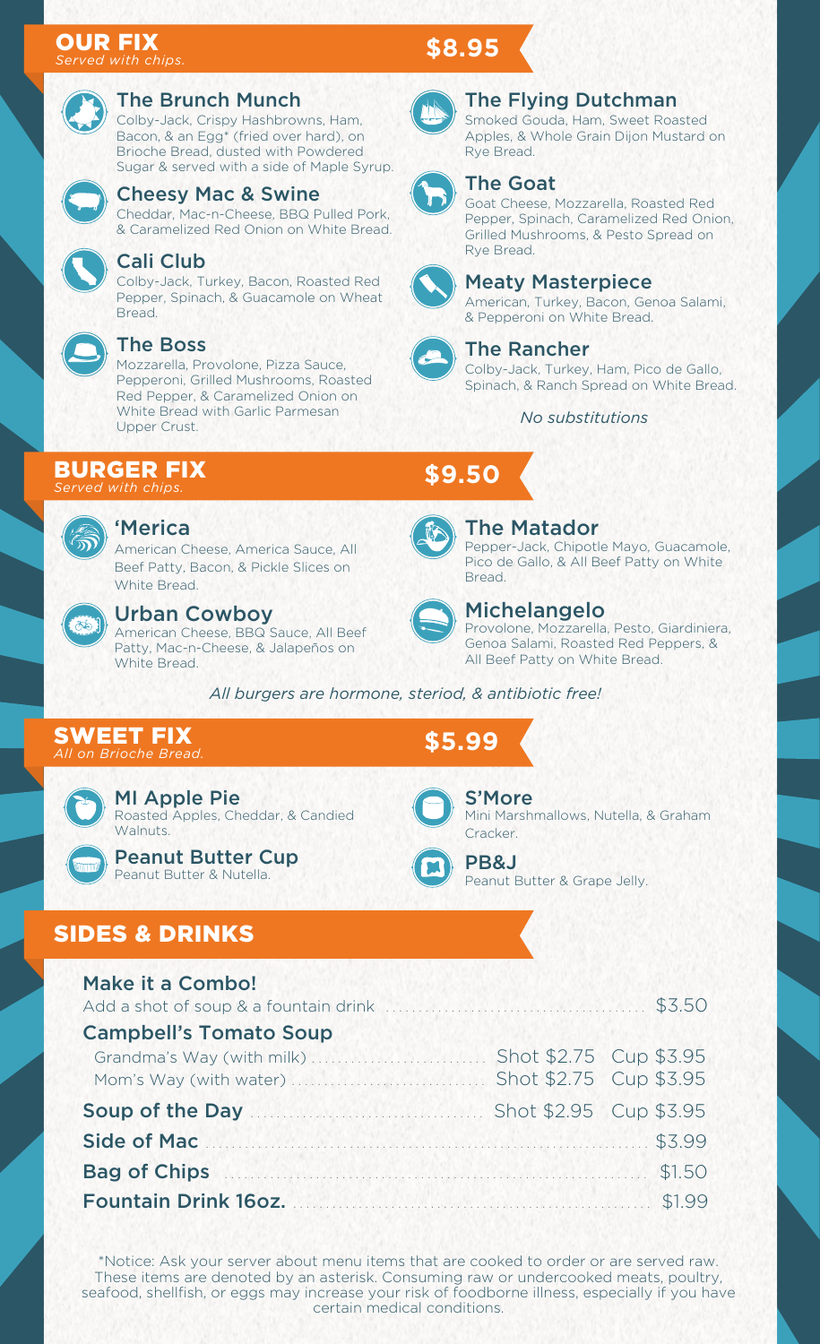## OUR FIX

*Served with chips.*

**$8.95**

### The Brunch Munch
Colby-Jack, Crispy Hashbrowns, Ham, Bacon, & an Egg* (fried over hard), on Brioche Bread, dusted with Powdered Sugar & served with a side of Maple Syrup.

### Cheesy Mac & Swine
Cheddar, Mac-n-Cheese, BBQ Pulled Pork, & Caramelized Red Onion on White Bread.

### Cali Club
Colby-Jack, Turkey, Bacon, Roasted Red Pepper, Spinach, & Guacamole on Wheat Bread.

### The Boss
Mozzarella, Provolone, Pizza Sauce, Pepperoni, Grilled Mushrooms, Roasted Red Pepper, & Caramelized Onion on White Bread with Garlic Parmesan Upper Crust.

### The Flying Dutchman
Smoked Gouda, Ham, Sweet Roasted Apples, & Whole Grain Dijon Mustard on Rye Bread.

### The Goat
Goat Cheese, Mozzarella, Roasted Red Pepper, Spinach, Caramelized Red Onion, Grilled Mushrooms, & Pesto Spread on Rye Bread.

### Meaty Masterpiece
American, Turkey, Bacon, Genoa Salami, & Pepperoni on White Bread.

### The Rancher
Colby-Jack, Turkey, Ham, Pico de Gallo, Spinach, & Ranch Spread on White Bread.

*No substitutions*

## BURGER FIX

*Served with chips.*

**$9.50**

### 'Merica
American Cheese, America Sauce, All Beef Patty, Bacon, & Pickle Slices on White Bread.

### Urban Cowboy
American Cheese, BBQ Sauce, All Beef Patty, Mac-n-Cheese, & Jalapeños on White Bread.

### The Matador
Pepper-Jack, Chipotle Mayo, Guacamole, Pico de Gallo, & All Beef Patty on White Bread.

### Michelangelo
Provolone, Mozzarella, Pesto, Giardiniera, Genoa Salami, Roasted Red Peppers, & All Beef Patty on White Bread.

*All burgers are hormone, steriod, & antibiotic free!*

## SWEET FIX

*All on Brioche Bread.*

**$5.99**

### MI Apple Pie
Roasted Apples, Cheddar, & Candied Walnuts.

### Peanut Butter Cup
Peanut Butter & Nutella.

### S'More
Mini Marshmallows, Nutella, & Graham Cracker.

### PB&J
Peanut Butter & Grape Jelly.

## SIDES & DRINKS

**Make it a Combo!**

Add a shot of soup & a fountain drink ........ $3.50

**Campbell's Tomato Soup**

Grandma's Way (with milk) ........ Shot $2.75 Cup $3.95

Mom's Way (with water) ........ Shot $2.75 Cup $3.95

**Soup of the Day** ........ Shot $2.95 Cup $3.95

**Side of Mac** ........ $3.99

**Bag of Chips** ........ $1.50

**Fountain Drink 16oz.** ........ $1.99

*Notice: Ask your server about menu items that are cooked to order or are served raw. These items are denoted by an asterisk. Consuming raw or undercooked meats, poultry, seafood, shellfish, or eggs may increase your risk of foodborne illness, especially if you have certain medical conditions.